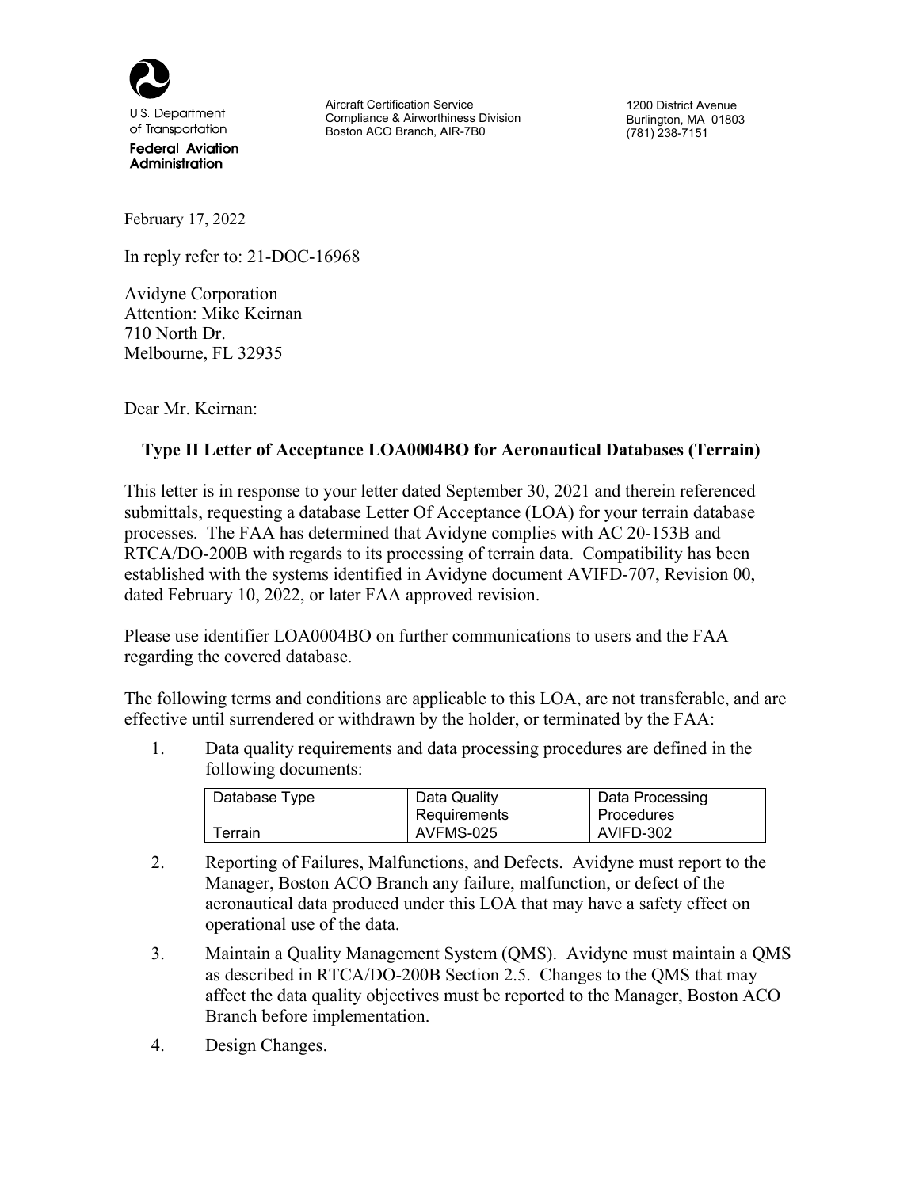U.S. Department of Transportation
**Federal Aviation Administration**

Aircraft Certification Service
Compliance & Airworthiness Division
Boston ACO Branch, AIR-7B0

1200 District Avenue
Burlington, MA 01803
(781) 238-7151

February 17, 2022

In reply refer to: 21-DOC-16968

Avidyne Corporation
Attention: Mike Keirnan
710 North Dr.
Melbourne, FL 32935

Dear Mr. Keirnan:

**Type II Letter of Acceptance LOA0004BO for Aeronautical Databases (Terrain)**

This letter is in response to your letter dated September 30, 2021 and therein referenced submittals, requesting a database Letter Of Acceptance (LOA) for your terrain database processes. The FAA has determined that Avidyne complies with AC 20-153B and RTCA/DO-200B with regards to its processing of terrain data. Compatibility has been established with the systems identified in Avidyne document AVIFD-707, Revision 00, dated February 10, 2022, or later FAA approved revision.

Please use identifier LOA0004BO on further communications to users and the FAA regarding the covered database.

The following terms and conditions are applicable to this LOA, are not transferable, and are effective until surrendered or withdrawn by the holder, or terminated by the FAA:

1. Data quality requirements and data processing procedures are defined in the following documents:

| Database Type | Data Quality Requirements | Data Processing Procedures |
|---|---|---|
| Terrain | AVFMS-025 | AVIFD-302 |

2. Reporting of Failures, Malfunctions, and Defects. Avidyne must report to the Manager, Boston ACO Branch any failure, malfunction, or defect of the aeronautical data produced under this LOA that may have a safety effect on operational use of the data.

3. Maintain a Quality Management System (QMS). Avidyne must maintain a QMS as described in RTCA/DO-200B Section 2.5. Changes to the QMS that may affect the data quality objectives must be reported to the Manager, Boston ACO Branch before implementation.

4. Design Changes.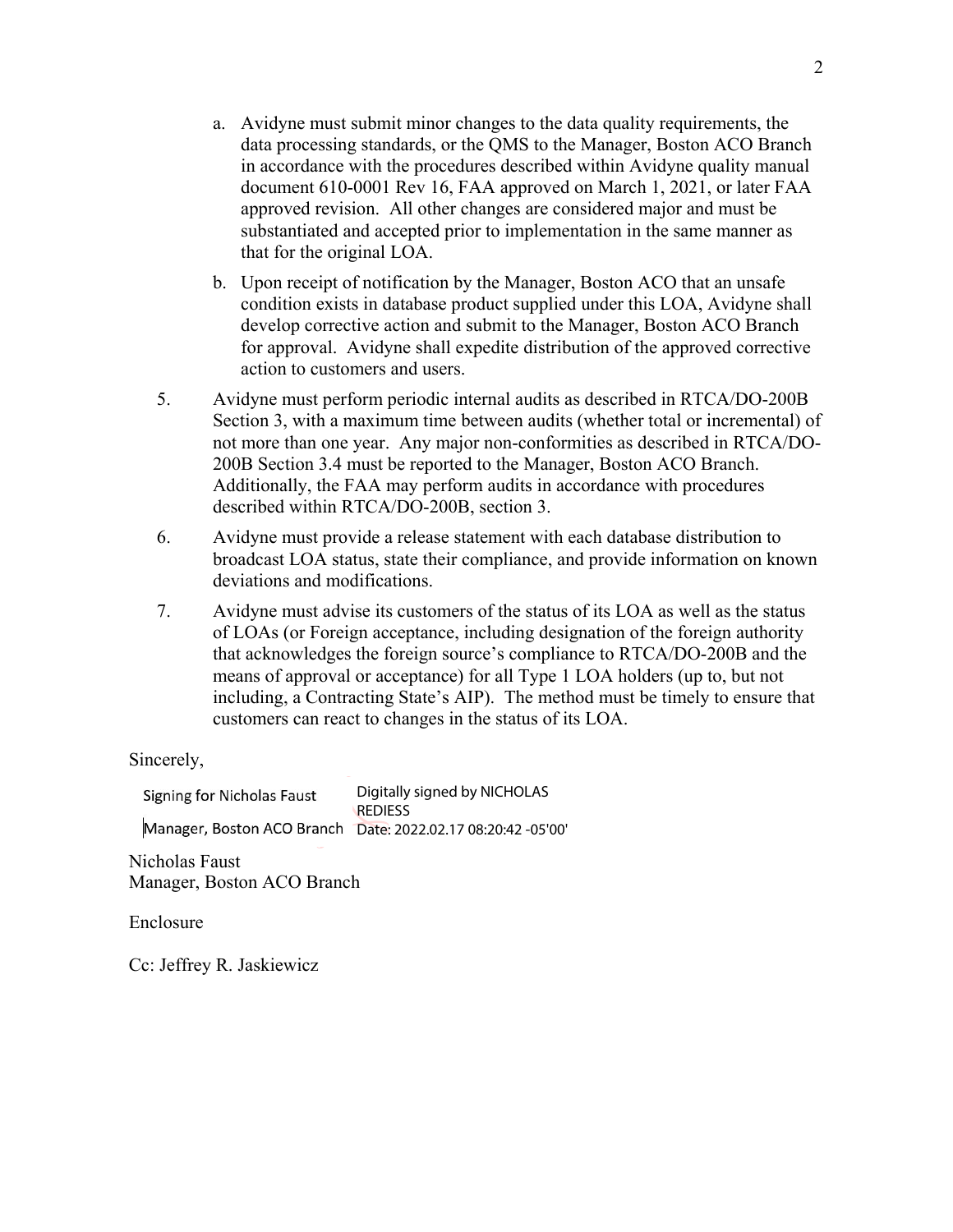a. Avidyne must submit minor changes to the data quality requirements, the data processing standards, or the QMS to the Manager, Boston ACO Branch in accordance with the procedures described within Avidyne quality manual document 610-0001 Rev 16, FAA approved on March 1, 2021, or later FAA approved revision. All other changes are considered major and must be substantiated and accepted prior to implementation in the same manner as that for the original LOA.

b. Upon receipt of notification by the Manager, Boston ACO that an unsafe condition exists in database product supplied under this LOA, Avidyne shall develop corrective action and submit to the Manager, Boston ACO Branch for approval. Avidyne shall expedite distribution of the approved corrective action to customers and users.

5. Avidyne must perform periodic internal audits as described in RTCA/DO-200B Section 3, with a maximum time between audits (whether total or incremental) of not more than one year. Any major non-conformities as described in RTCA/DO-200B Section 3.4 must be reported to the Manager, Boston ACO Branch. Additionally, the FAA may perform audits in accordance with procedures described within RTCA/DO-200B, section 3.

6. Avidyne must provide a release statement with each database distribution to broadcast LOA status, state their compliance, and provide information on known deviations and modifications.

7. Avidyne must advise its customers of the status of its LOA as well as the status of LOAs (or Foreign acceptance, including designation of the foreign authority that acknowledges the foreign source's compliance to RTCA/DO-200B and the means of approval or acceptance) for all Type 1 LOA holders (up to, but not including, a Contracting State's AIP). The method must be timely to ensure that customers can react to changes in the status of its LOA.

Sincerely,

Signing for Nicholas Faust
Manager, Boston ACO Branch

Digitally signed by NICHOLAS REDIESS
Date: 2022.02.17 08:20:42 -05'00'

Nicholas Faust
Manager, Boston ACO Branch

Enclosure

Cc: Jeffrey R. Jaskiewicz